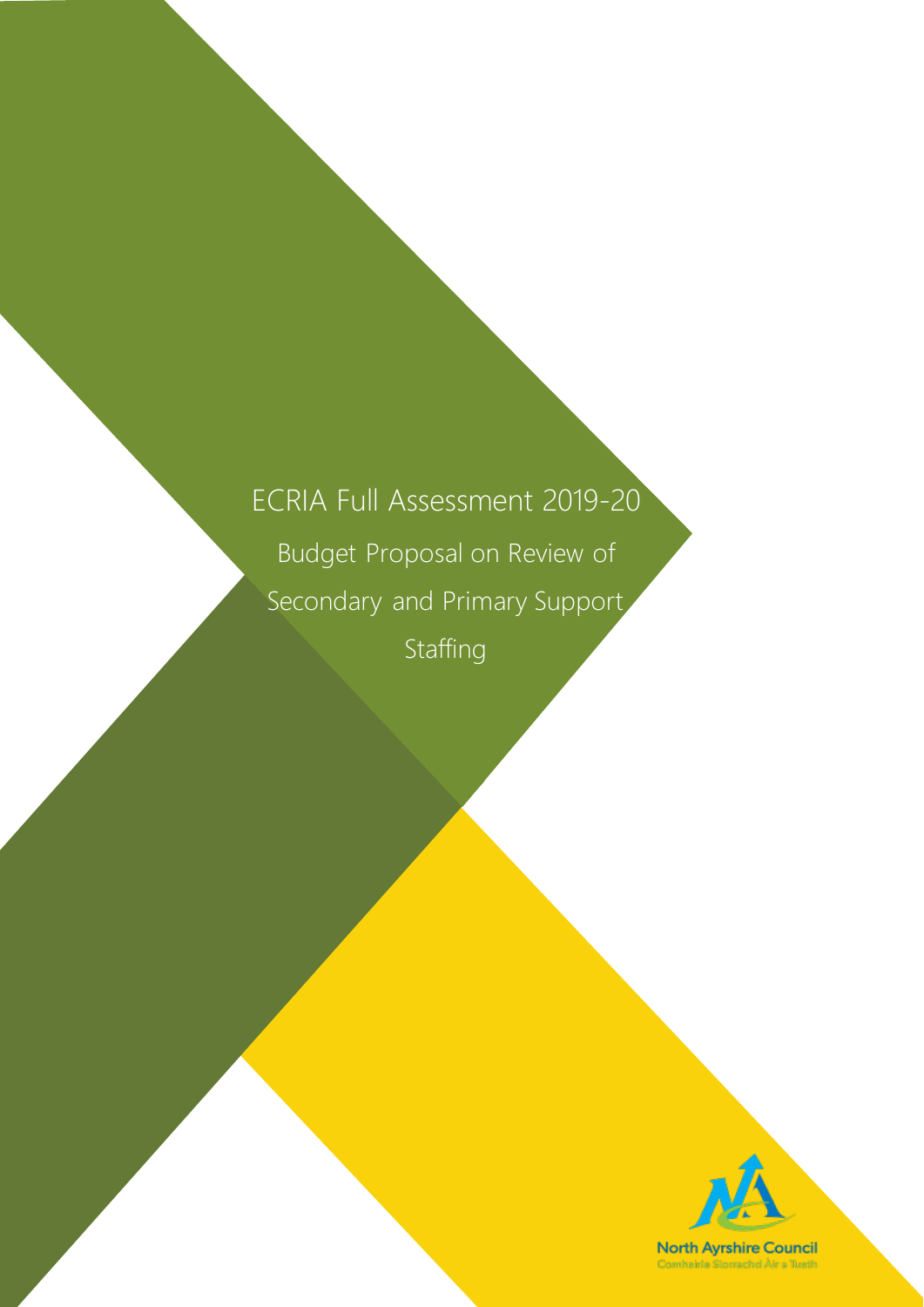# ECRIA Full Assessment 2019-20

## Budget Proposal on Review of Secondary and Primary Support Staffing

North Ayrshire Council

Comhairle Siorrachd Àir a Tuath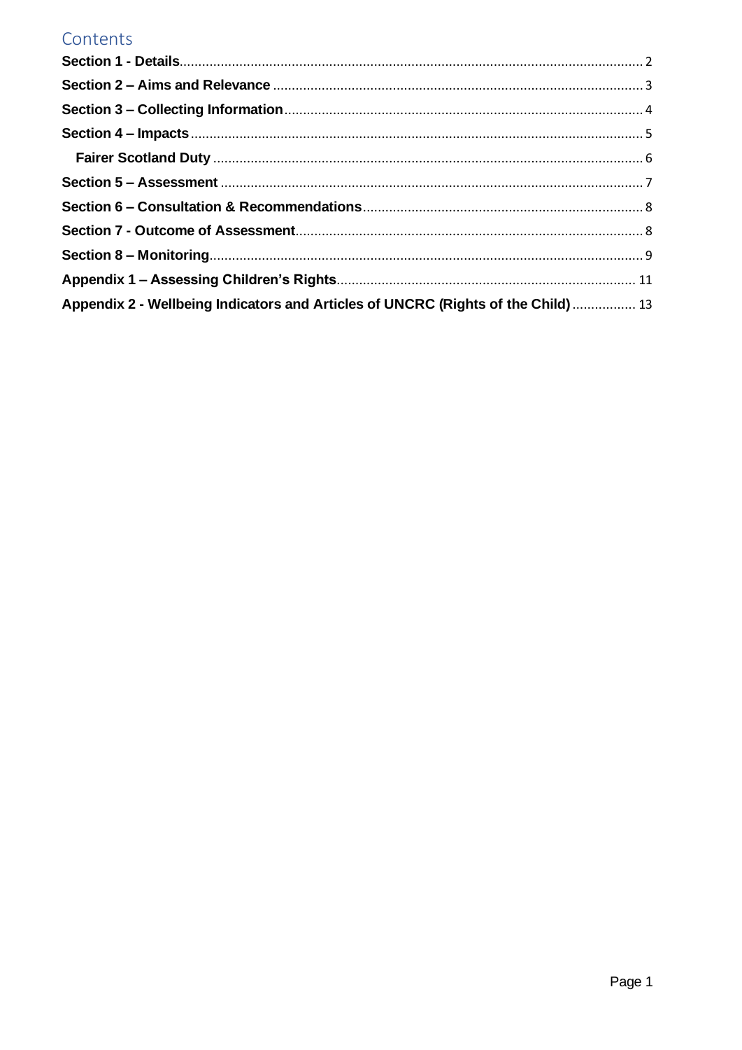## Contents

**Section 1 - Details** ........ 2

**Section 2 – Aims and Relevance** ........ 3

**Section 3 – Collecting Information** ........ 4

**Section 4 – Impacts** ........ 5

- **Fairer Scotland Duty** ........ 6

**Section 5 – Assessment** ........ 7

**Section 6 – Consultation & Recommendations** ........ 8

**Section 7 - Outcome of Assessment** ........ 8

**Section 8 – Monitoring** ........ 9

**Appendix 1 – Assessing Children's Rights** ........ 11

**Appendix 2 - Wellbeing Indicators and Articles of UNCRC (Rights of the Child)** ........ 13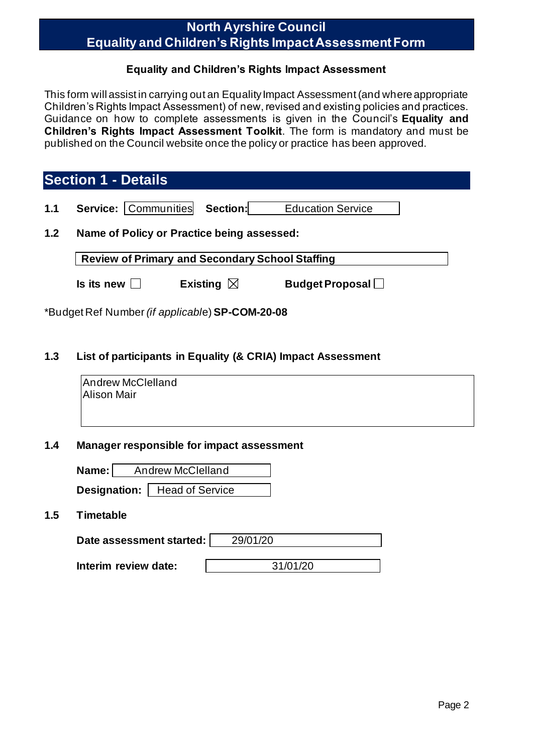# North Ayrshire Council
# Equality and Children's Rights Impact Assessment Form

**Equality and Children's Rights Impact Assessment**

This form will assist in carrying out an Equality Impact Assessment (and where appropriate Children's Rights Impact Assessment) of new, revised and existing policies and practices. Guidance on how to complete assessments is given in the Council's **Equality and Children's Rights Impact Assessment Toolkit**. The form is mandatory and must be published on the Council website once the policy or practice has been approved.

## Section 1 - Details

**1.1 Service:** Communities **Section:** Education Service

**1.2 Name of Policy or Practice being assessed:**

**Review of Primary and Secondary School Staffing**

**Is its new** ☐ **Existing** ☒ **Budget Proposal** ☐

*Budget Ref Number *(if applicable)* **SP-COM-20-08**

**1.3 List of participants in Equality (& CRIA) Impact Assessment**

Andrew McClelland
Alison Mair

**1.4 Manager responsible for impact assessment**

**Name:** Andrew McClelland

**Designation:** Head of Service

**1.5 Timetable**

**Date assessment started:** 29/01/20

**Interim review date:** 31/01/20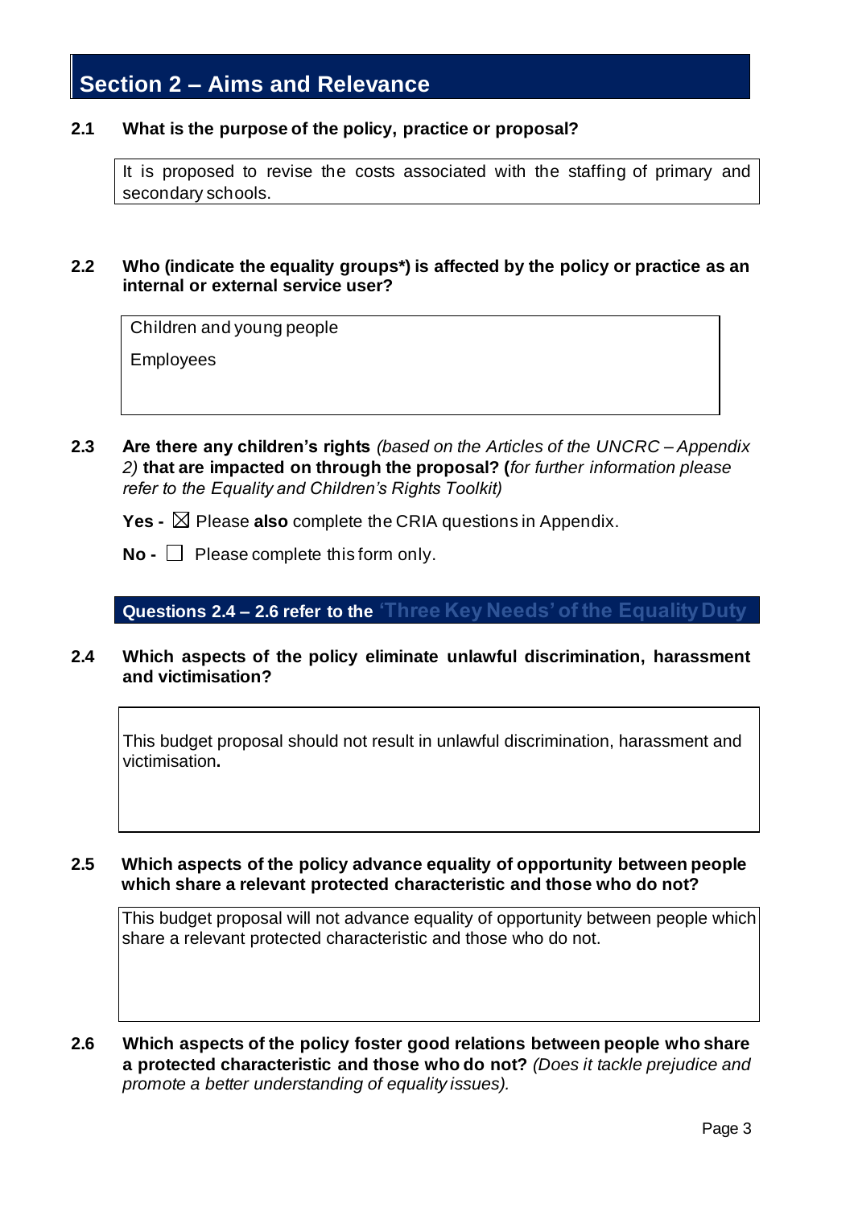## Section 2 – Aims and Relevance

**2.1 What is the purpose of the policy, practice or proposal?**

It is proposed to revise the costs associated with the staffing of primary and secondary schools.

**2.2 Who (indicate the equality groups*) is affected by the policy or practice as an internal or external service user?**

Children and young people

Employees

**2.3 Are there any children's rights** *(based on the Articles of the UNCRC – Appendix 2)* **that are impacted on through the proposal? (***for further information please refer to the Equality and Children's Rights Toolkit)*

**Yes -** ☒ Please **also** complete the CRIA questions in Appendix.

**No -** ☐ Please complete this form only.

**Questions 2.4 – 2.6 refer to the 'Three Key Needs' of the Equality Duty**

**2.4 Which aspects of the policy eliminate unlawful discrimination, harassment and victimisation?**

This budget proposal should not result in unlawful discrimination, harassment and victimisation**.**

**2.5 Which aspects of the policy advance equality of opportunity between people which share a relevant protected characteristic and those who do not?**

This budget proposal will not advance equality of opportunity between people which share a relevant protected characteristic and those who do not.

**2.6 Which aspects of the policy foster good relations between people who share a protected characteristic and those who do not?** *(Does it tackle prejudice and promote a better understanding of equality issues).*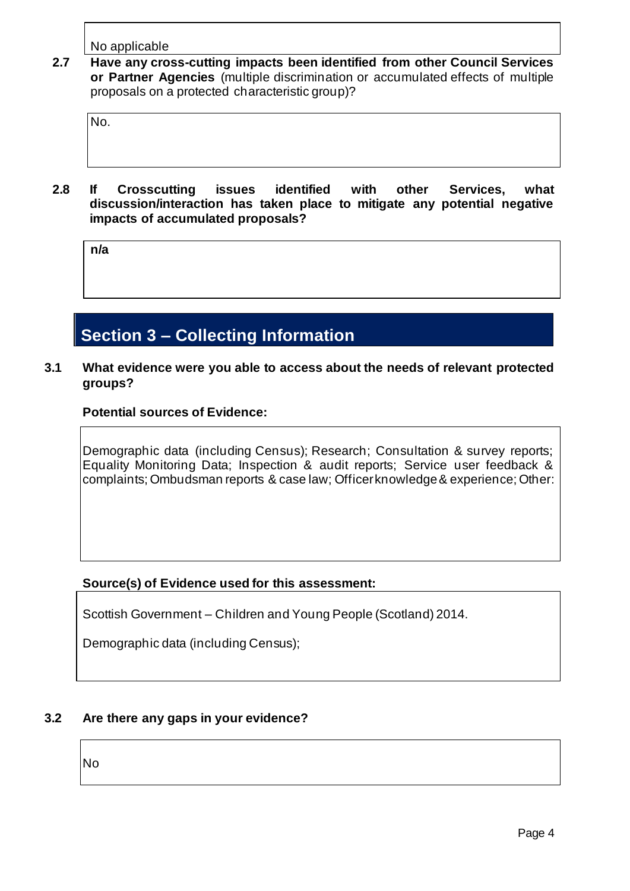No applicable

**2.7 Have any cross-cutting impacts been identified from other Council Services or Partner Agencies** (multiple discrimination or accumulated effects of multiple proposals on a protected characteristic group)?

No.

**2.8 If Crosscutting issues identified with other Services, what discussion/interaction has taken place to mitigate any potential negative impacts of accumulated proposals?**

**n/a**

## Section 3 – Collecting Information

**3.1 What evidence were you able to access about the needs of relevant protected groups?**

**Potential sources of Evidence:**

Demographic data (including Census); Research; Consultation & survey reports; Equality Monitoring Data; Inspection & audit reports; Service user feedback & complaints; Ombudsman reports & case law; Officer knowledge & experience; Other:

**Source(s) of Evidence used for this assessment:**

Scottish Government – Children and Young People (Scotland) 2014.

Demographic data (including Census);

**3.2 Are there any gaps in your evidence?**

No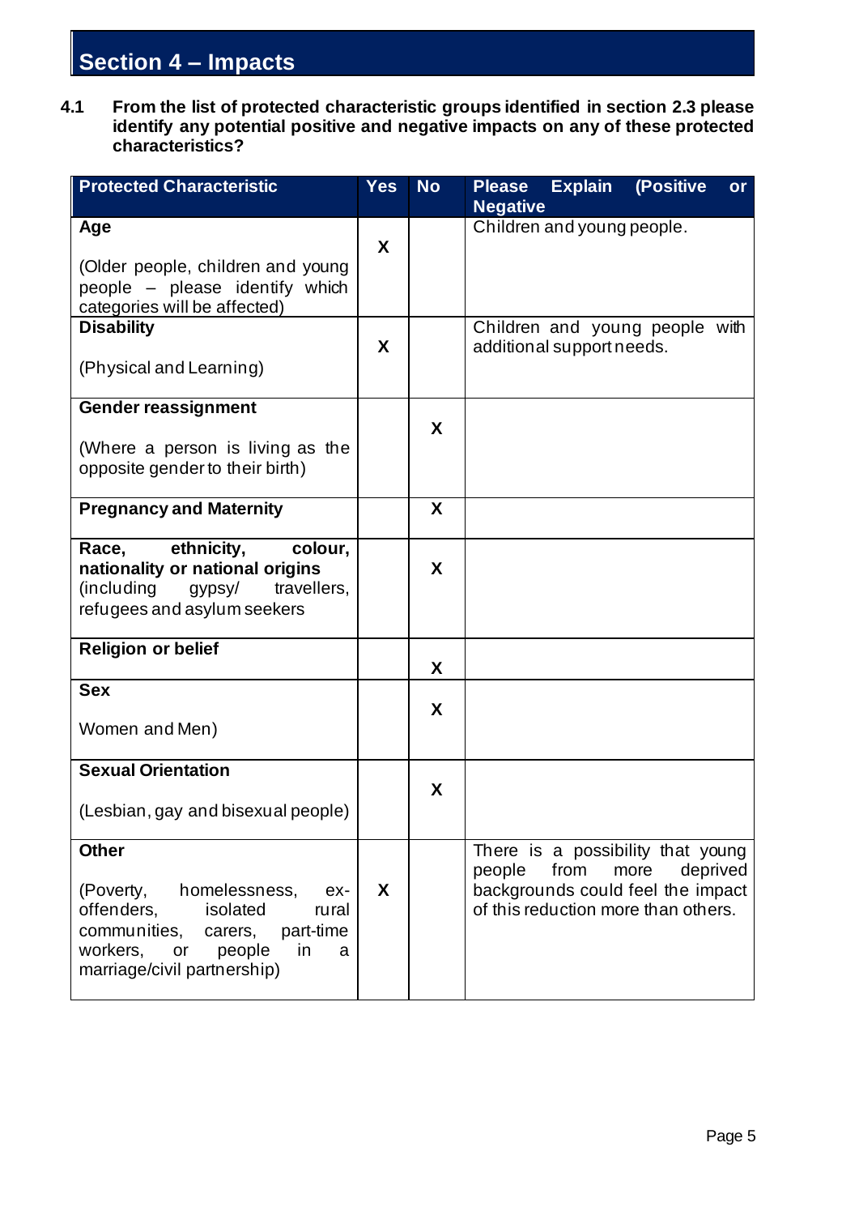## Section 4 – Impacts

**4.1 From the list of protected characteristic groups identified in section 2.3 please identify any potential positive and negative impacts on any of these protected characteristics?**

| Protected Characteristic | Yes | No | Please Explain (Positive or Negative |
|---|---|---|---|
| **Age**<br><br>(Older people, children and young people – please identify which categories will be affected) | X | | Children and young people. |
| **Disability**<br><br>(Physical and Learning) | X | | Children and young people with additional support needs. |
| **Gender reassignment**<br><br>(Where a person is living as the opposite gender to their birth) | | X | |
| **Pregnancy and Maternity** | | X | |
| **Race, ethnicity, colour, nationality or national origins** (including gypsy/ travellers, refugees and asylum seekers | | X | |
| **Religion or belief** | | X | |
| **Sex**<br><br>Women and Men) | | X | |
| **Sexual Orientation**<br><br>(Lesbian, gay and bisexual people) | | X | |
| **Other**<br><br>(Poverty, homelessness, ex-offenders, isolated rural communities, carers, part-time workers, or people in a marriage/civil partnership) | X | | There is a possibility that young people from more deprived backgrounds could feel the impact of this reduction more than others. |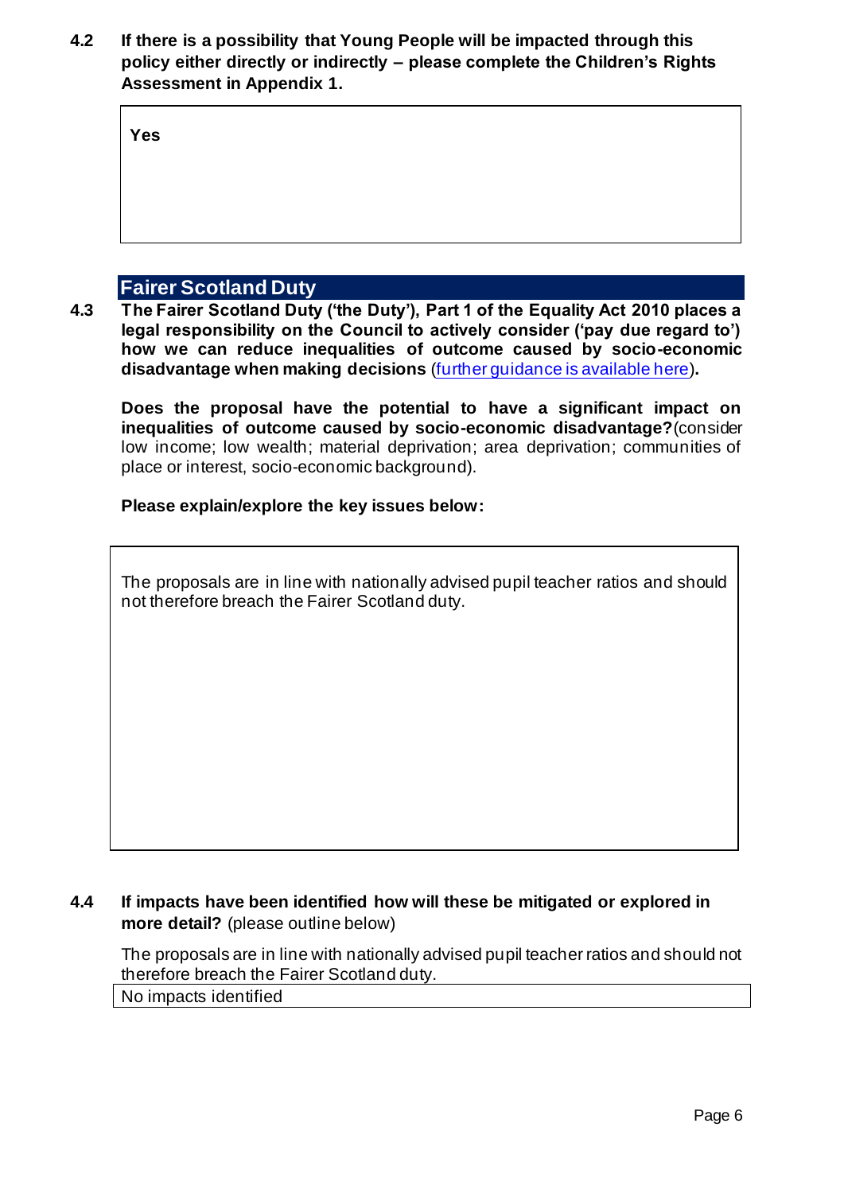**4.2 If there is a possibility that Young People will be impacted through this policy either directly or indirectly – please complete the Children's Rights Assessment in Appendix 1.**

**Yes**

## Fairer Scotland Duty

**4.3 The Fairer Scotland Duty ('the Duty'), Part 1 of the Equality Act 2010 places a legal responsibility on the Council to actively consider ('pay due regard to') how we can reduce inequalities of outcome caused by socio-economic disadvantage when making decisions** (further guidance is available here)**.**

**Does the proposal have the potential to have a significant impact on inequalities of outcome caused by socio-economic disadvantage?** (consider low income; low wealth; material deprivation; area deprivation; communities of place or interest, socio-economic background).

**Please explain/explore the key issues below:**

The proposals are in line with nationally advised pupil teacher ratios and should not therefore breach the Fairer Scotland duty.

**4.4 If impacts have been identified how will these be mitigated or explored in more detail?** (please outline below)

The proposals are in line with nationally advised pupil teacher ratios and should not therefore breach the Fairer Scotland duty.

No impacts identified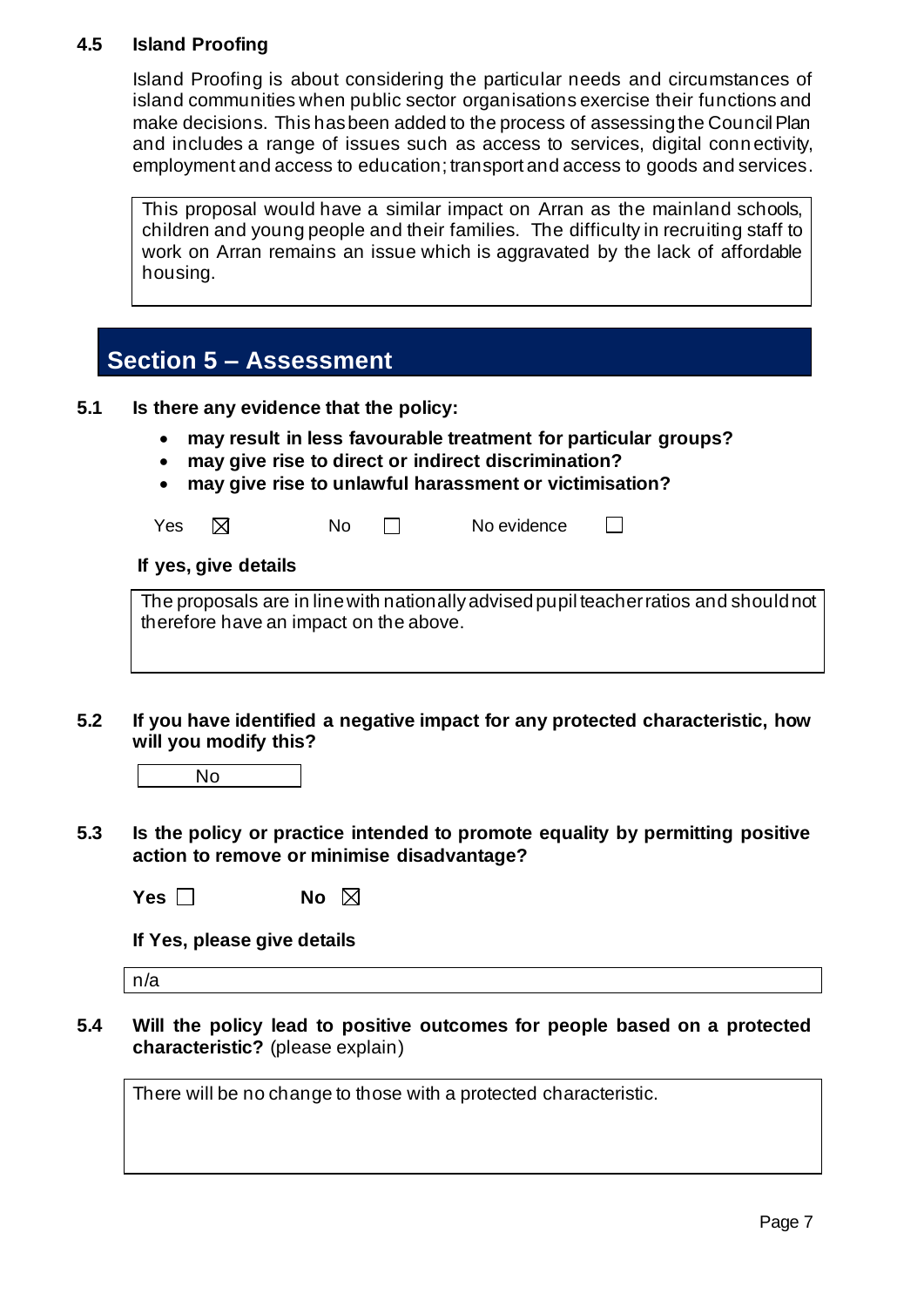### 4.5 Island Proofing

Island Proofing is about considering the particular needs and circumstances of island communities when public sector organisations exercise their functions and make decisions. This has been added to the process of assessing the Council Plan and includes a range of issues such as access to services, digital connectivity, employment and access to education; transport and access to goods and services.

This proposal would have a similar impact on Arran as the mainland schools, children and young people and their families. The difficulty in recruiting staff to work on Arran remains an issue which is aggravated by the lack of affordable housing.

## Section 5 – Assessment

**5.1 Is there any evidence that the policy:**

- **may result in less favourable treatment for particular groups?**
- **may give rise to direct or indirect discrimination?**
- **may give rise to unlawful harassment or victimisation?**

Yes ☒ No ☐ No evidence ☐

**If yes, give details**

The proposals are in line with nationally advised pupil teacher ratios and should not therefore have an impact on the above.

**5.2 If you have identified a negative impact for any protected characteristic, how will you modify this?**

No

**5.3 Is the policy or practice intended to promote equality by permitting positive action to remove or minimise disadvantage?**

**Yes** ☐ **No** ☒

**If Yes, please give details**

n/a

**5.4 Will the policy lead to positive outcomes for people based on a protected characteristic?** (please explain)

There will be no change to those with a protected characteristic.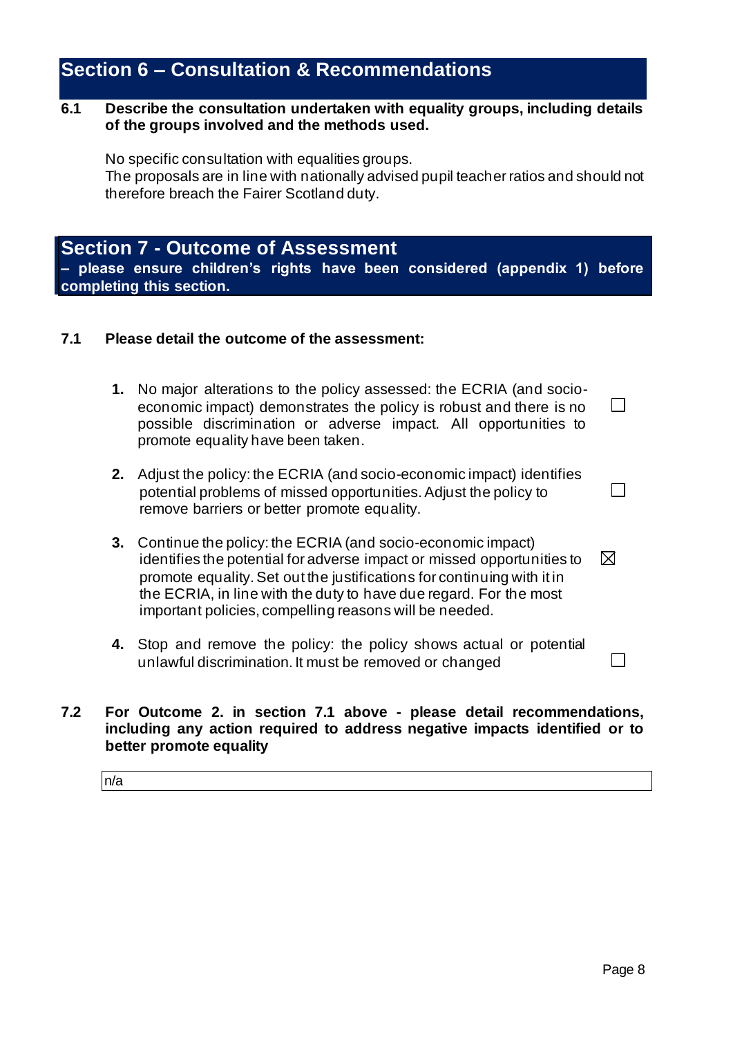## Section 6 – Consultation & Recommendations

**6.1 Describe the consultation undertaken with equality groups, including details of the groups involved and the methods used.**

No specific consultation with equalities groups.
The proposals are in line with nationally advised pupil teacher ratios and should not therefore breach the Fairer Scotland duty.

## Section 7 - Outcome of Assessment

**– please ensure children's rights have been considered (appendix 1) before completing this section.**

**7.1 Please detail the outcome of the assessment:**

1. No major alterations to the policy assessed: the ECRIA (and socio-economic impact) demonstrates the policy is robust and there is no possible discrimination or adverse impact. All opportunities to promote equality have been taken. ☐
2. Adjust the policy: the ECRIA (and socio-economic impact) identifies potential problems of missed opportunities. Adjust the policy to remove barriers or better promote equality. ☐
3. Continue the policy: the ECRIA (and socio-economic impact) identifies the potential for adverse impact or missed opportunities to promote equality. Set out the justifications for continuing with it in the ECRIA, in line with the duty to have due regard. For the most important policies, compelling reasons will be needed. ☒
4. Stop and remove the policy: the policy shows actual or potential unlawful discrimination. It must be removed or changed ☐

**7.2 For Outcome 2. in section 7.1 above - please detail recommendations, including any action required to address negative impacts identified or to better promote equality**

| n/a |
|---|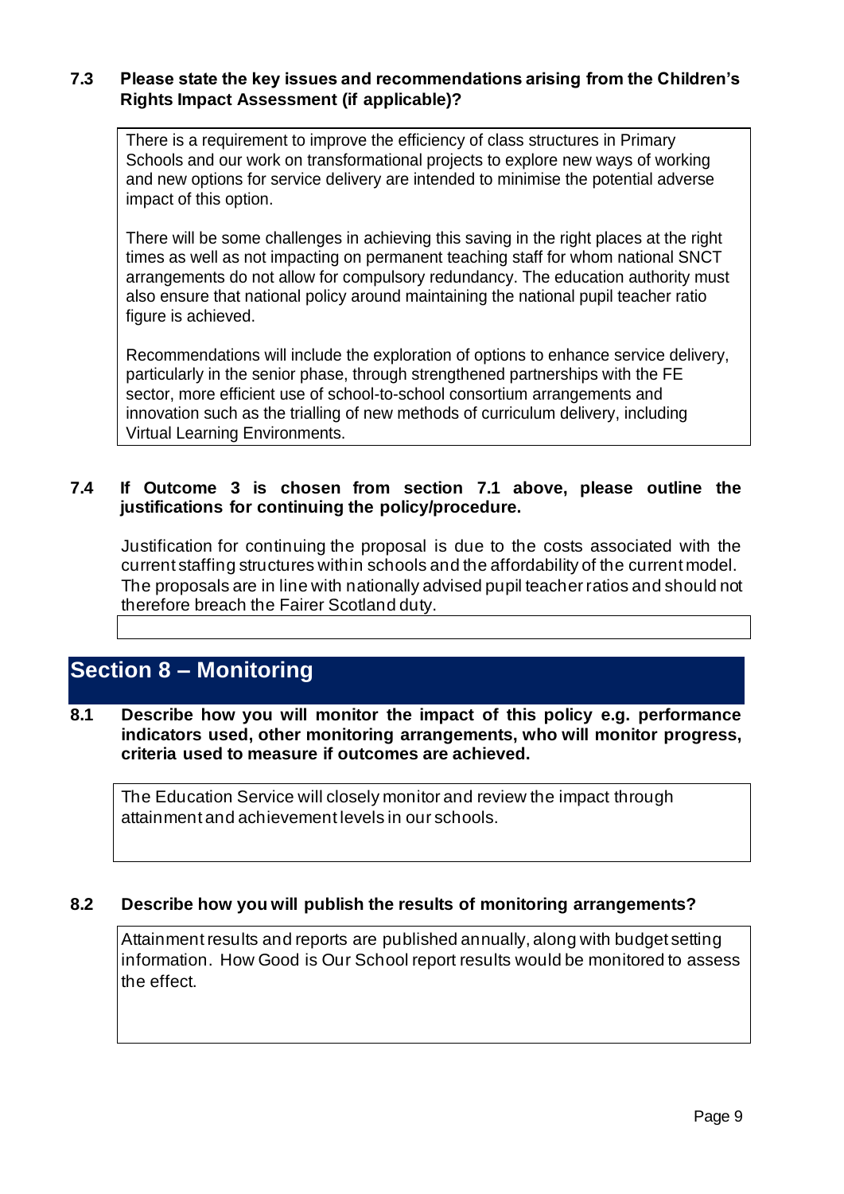**7.3 Please state the key issues and recommendations arising from the Children's Rights Impact Assessment (if applicable)?**

There is a requirement to improve the efficiency of class structures in Primary Schools and our work on transformational projects to explore new ways of working and new options for service delivery are intended to minimise the potential adverse impact of this option.

There will be some challenges in achieving this saving in the right places at the right times as well as not impacting on permanent teaching staff for whom national SNCT arrangements do not allow for compulsory redundancy. The education authority must also ensure that national policy around maintaining the national pupil teacher ratio figure is achieved.

Recommendations will include the exploration of options to enhance service delivery, particularly in the senior phase, through strengthened partnerships with the FE sector, more efficient use of school-to-school consortium arrangements and innovation such as the trialling of new methods of curriculum delivery, including Virtual Learning Environments.

**7.4 If Outcome 3 is chosen from section 7.1 above, please outline the justifications for continuing the policy/procedure.**

Justification for continuing the proposal is due to the costs associated with the current staffing structures within schools and the affordability of the current model. The proposals are in line with nationally advised pupil teacher ratios and should not therefore breach the Fairer Scotland duty.

## Section 8 – Monitoring

**8.1 Describe how you will monitor the impact of this policy e.g. performance indicators used, other monitoring arrangements, who will monitor progress, criteria used to measure if outcomes are achieved.**

The Education Service will closely monitor and review the impact through attainment and achievement levels in our schools.

**8.2 Describe how you will publish the results of monitoring arrangements?**

Attainment results and reports are published annually, along with budget setting information. How Good is Our School report results would be monitored to assess the effect.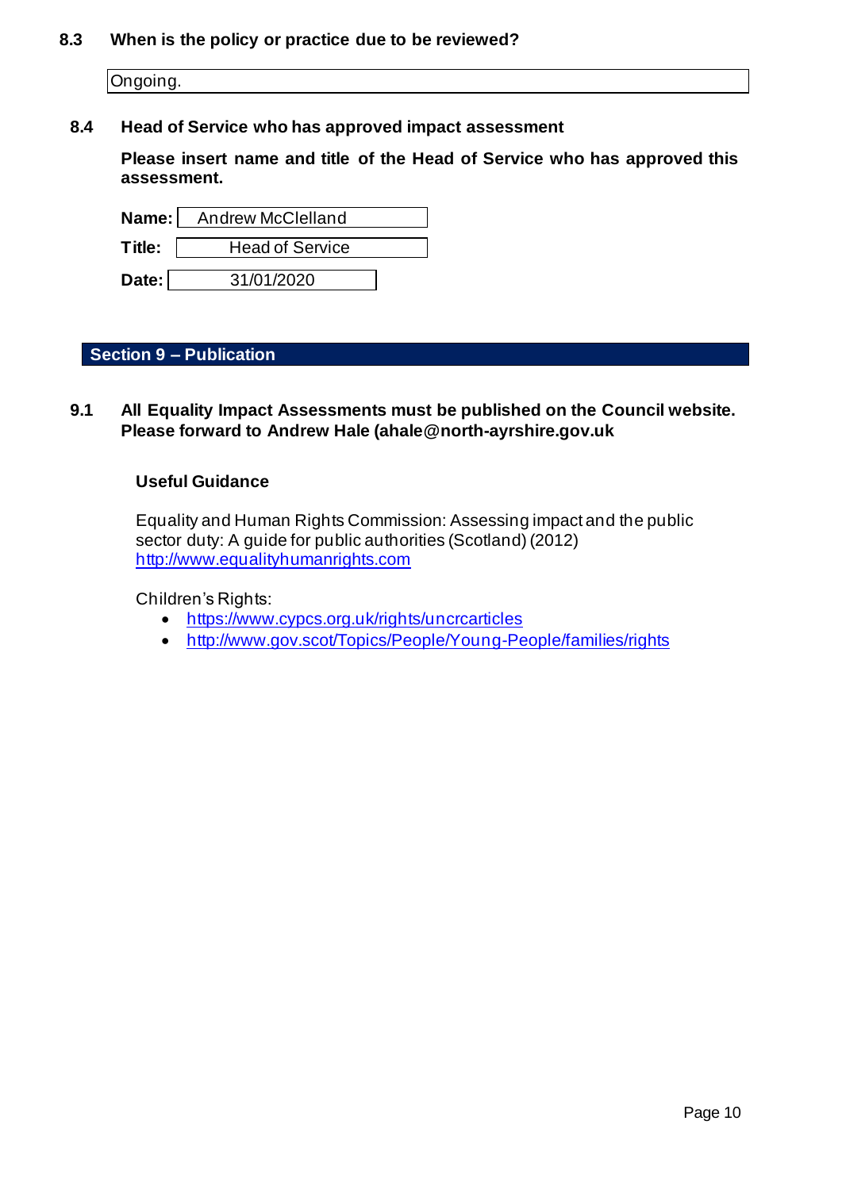**8.3 When is the policy or practice due to be reviewed?**

Ongoing.

**8.4 Head of Service who has approved impact assessment**

**Please insert name and title of the Head of Service who has approved this assessment.**

**Name:** Andrew McClelland

**Title:** Head of Service

**Date:** 31/01/2020

## Section 9 – Publication

**9.1 All Equality Impact Assessments must be published on the Council website. Please forward to Andrew Hale (ahale@north-ayrshire.gov.uk**

**Useful Guidance**

Equality and Human Rights Commission: Assessing impact and the public sector duty: A guide for public authorities (Scotland) (2012)
http://www.equalityhumanrights.com

Children's Rights:

- https://www.cypcs.org.uk/rights/uncrcarticles
- http://www.gov.scot/Topics/People/Young-People/families/rights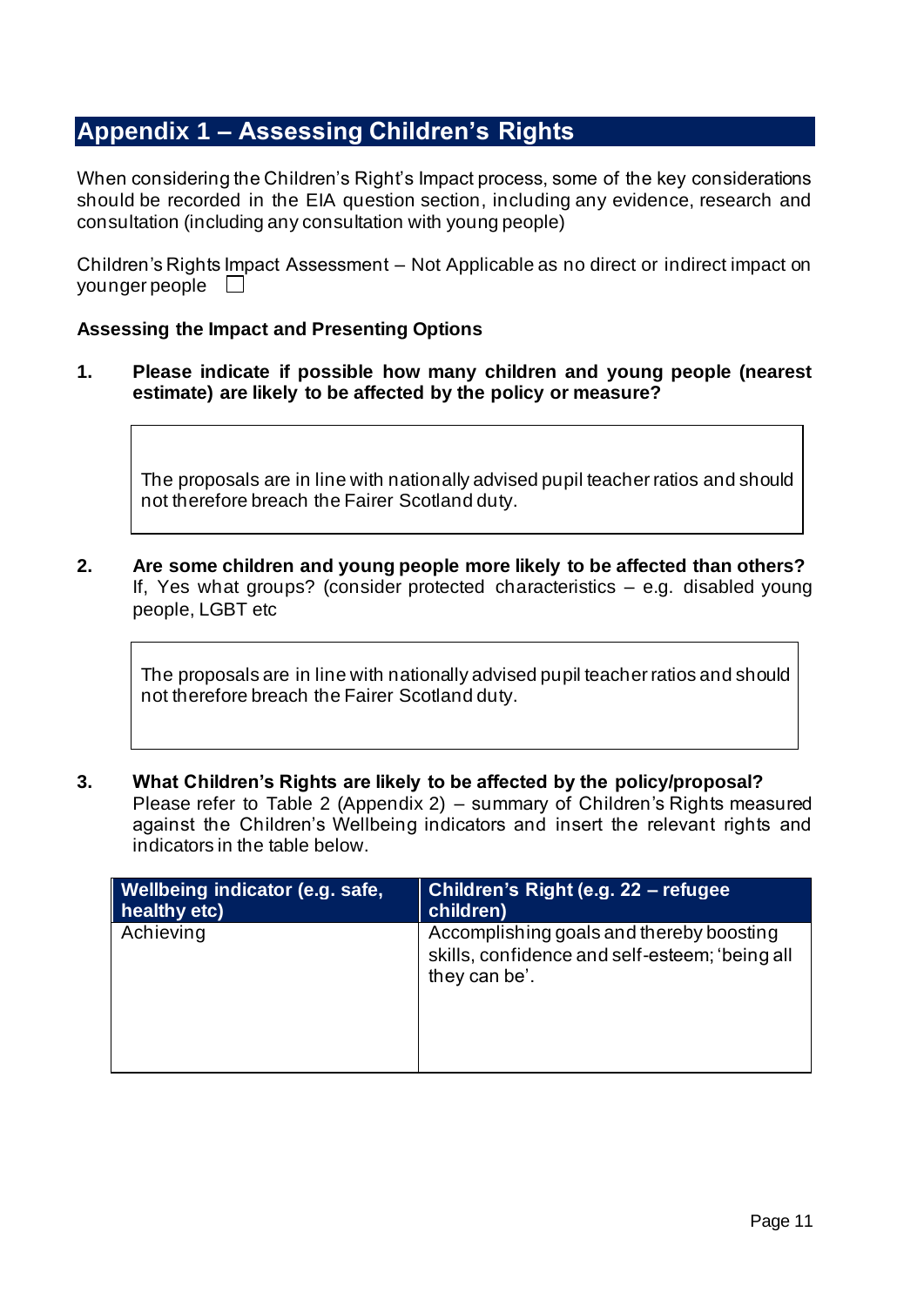## Appendix 1 – Assessing Children's Rights

When considering the Children's Right's Impact process, some of the key considerations should be recorded in the EIA question section, including any evidence, research and consultation (including any consultation with young people)

Children's Rights Impact Assessment – Not Applicable as no direct or indirect impact on younger people ☐

**Assessing the Impact and Presenting Options**

**1. Please indicate if possible how many children and young people (nearest estimate) are likely to be affected by the policy or measure?**

> The proposals are in line with nationally advised pupil teacher ratios and should not therefore breach the Fairer Scotland duty.

**2. Are some children and young people more likely to be affected than others?** If, Yes what groups? (consider protected characteristics – e.g. disabled young people, LGBT etc

> The proposals are in line with nationally advised pupil teacher ratios and should not therefore breach the Fairer Scotland duty.

**3. What Children's Rights are likely to be affected by the policy/proposal?** Please refer to Table 2 (Appendix 2) – summary of Children's Rights measured against the Children's Wellbeing indicators and insert the relevant rights and indicators in the table below.

| Wellbeing indicator (e.g. safe, healthy etc) | Children's Right (e.g. 22 – refugee children) |
|---|---|
| Achieving | Accomplishing goals and thereby boosting skills, confidence and self-esteem; 'being all they can be'. |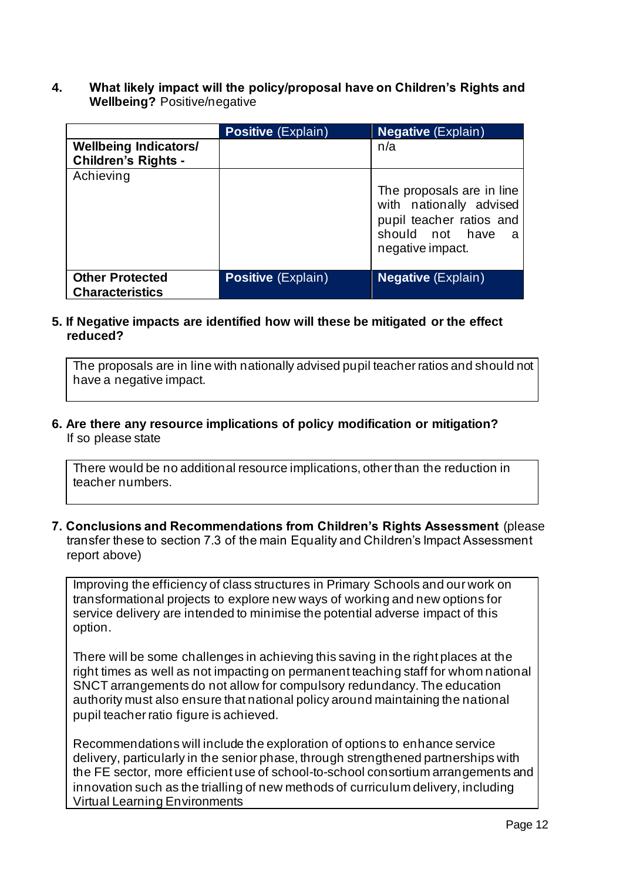**4. What likely impact will the policy/proposal have on Children's Rights and Wellbeing?** Positive/negative

| | **Positive** (Explain) | **Negative** (Explain) |
|---|---|---|
| **Wellbeing Indicators/ Children's Rights -** | | n/a |
| Achieving | | The proposals are in line with nationally advised pupil teacher ratios and should not have a negative impact. |
| **Other Protected Characteristics** | **Positive** (Explain) | **Negative** (Explain) |

**5. If Negative impacts are identified how will these be mitigated or the effect reduced?**

The proposals are in line with nationally advised pupil teacher ratios and should not have a negative impact.

**6. Are there any resource implications of policy modification or mitigation?**
If so please state

There would be no additional resource implications, other than the reduction in teacher numbers.

**7. Conclusions and Recommendations from Children's Rights Assessment** (please transfer these to section 7.3 of the main Equality and Children's Impact Assessment report above)

Improving the efficiency of class structures in Primary Schools and our work on transformational projects to explore new ways of working and new options for service delivery are intended to minimise the potential adverse impact of this option.

There will be some challenges in achieving this saving in the right places at the right times as well as not impacting on permanent teaching staff for whom national SNCT arrangements do not allow for compulsory redundancy. The education authority must also ensure that national policy around maintaining the national pupil teacher ratio figure is achieved.

Recommendations will include the exploration of options to enhance service delivery, particularly in the senior phase, through strengthened partnerships with the FE sector, more efficient use of school-to-school consortium arrangements and innovation such as the trialling of new methods of curriculum delivery, including Virtual Learning Environments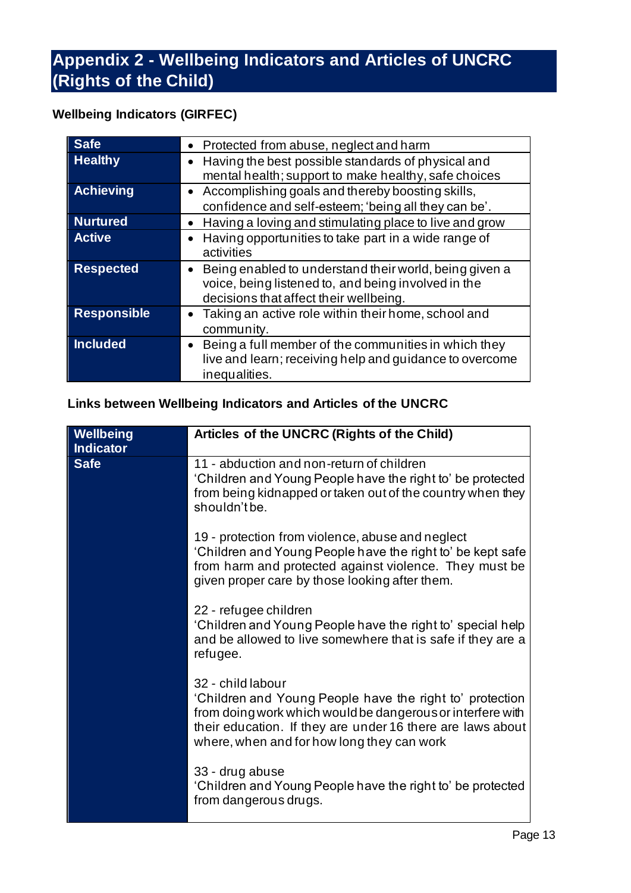# Appendix 2 - Wellbeing Indicators and Articles of UNCRC (Rights of the Child)

### Wellbeing Indicators (GIRFEC)

| | |
|---|---|
| **Safe** | • Protected from abuse, neglect and harm |
| **Healthy** | • Having the best possible standards of physical and mental health; support to make healthy, safe choices |
| **Achieving** | • Accomplishing goals and thereby boosting skills, confidence and self-esteem; 'being all they can be'. |
| **Nurtured** | • Having a loving and stimulating place to live and grow |
| **Active** | • Having opportunities to take part in a wide range of activities |
| **Respected** | • Being enabled to understand their world, being given a voice, being listened to, and being involved in the decisions that affect their wellbeing. |
| **Responsible** | • Taking an active role within their home, school and community. |
| **Included** | • Being a full member of the communities in which they live and learn; receiving help and guidance to overcome inequalities. |

### Links between Wellbeing Indicators and Articles of the UNCRC

| Wellbeing Indicator | Articles of the UNCRC (Rights of the Child) |
|---|---|
| **Safe** | 11 - abduction and non-return of children<br>'Children and Young People have the right to' be protected from being kidnapped or taken out of the country when they shouldn't be.<br><br>19 - protection from violence, abuse and neglect<br>'Children and Young People have the right to' be kept safe from harm and protected against violence. They must be given proper care by those looking after them.<br><br>22 - refugee children<br>'Children and Young People have the right to' special help and be allowed to live somewhere that is safe if they are a refugee.<br><br>32 - child labour<br>'Children and Young People have the right to' protection from doing work which would be dangerous or interfere with their education. If they are under 16 there are laws about where, when and for how long they can work<br><br>33 - drug abuse<br>'Children and Young People have the right to' be protected from dangerous drugs. |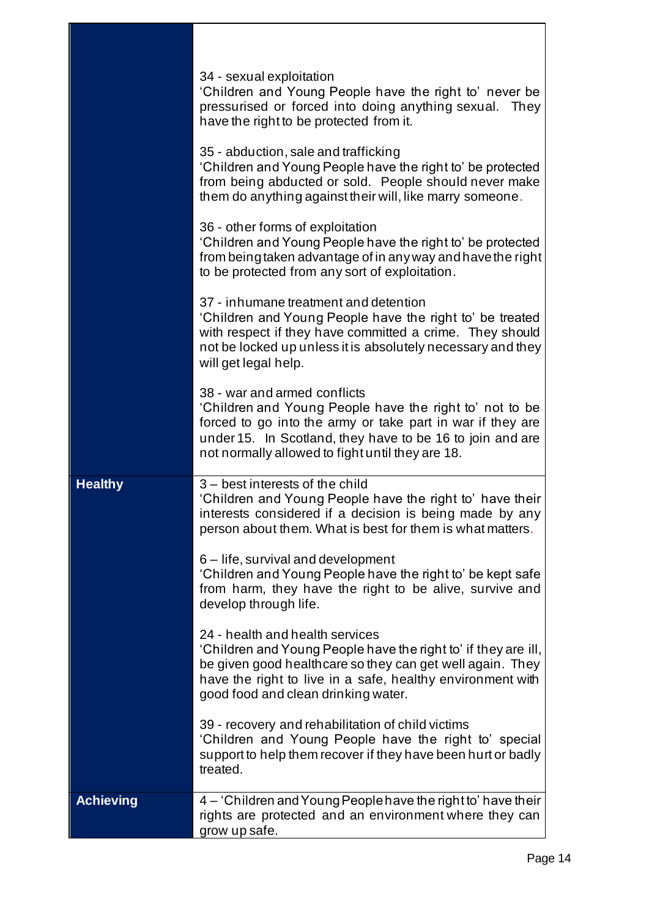| | |
|---|---|
| | 34 - sexual exploitation<br>'Children and Young People have the right to' never be pressurised or forced into doing anything sexual. They have the right to be protected from it.<br><br>35 - abduction, sale and trafficking<br>'Children and Young People have the right to' be protected from being abducted or sold. People should never make them do anything against their will, like marry someone.<br><br>36 - other forms of exploitation<br>'Children and Young People have the right to' be protected from being taken advantage of in any way and have the right to be protected from any sort of exploitation.<br><br>37 - inhumane treatment and detention<br>'Children and Young People have the right to' be treated with respect if they have committed a crime. They should not be locked up unless it is absolutely necessary and they will get legal help.<br><br>38 - war and armed conflicts<br>'Children and Young People have the right to' not to be forced to go into the army or take part in war if they are under 15. In Scotland, they have to be 16 to join and are not normally allowed to fight until they are 18. |
| **Healthy** | 3 – best interests of the child<br>'Children and Young People have the right to' have their interests considered if a decision is being made by any person about them. What is best for them is what matters.<br><br>6 – life, survival and development<br>'Children and Young People have the right to' be kept safe from harm, they have the right to be alive, survive and develop through life.<br><br>24 - health and health services<br>'Children and Young People have the right to' if they are ill, be given good healthcare so they can get well again. They have the right to live in a safe, healthy environment with good food and clean drinking water.<br><br>39 - recovery and rehabilitation of child victims<br>'Children and Young People the right to' special support to help them recover if they have been hurt or badly treated. |
| **Achieving** | 4 – 'Children and Young People have the right to' have their rights are protected and an environment where they can grow up safe. |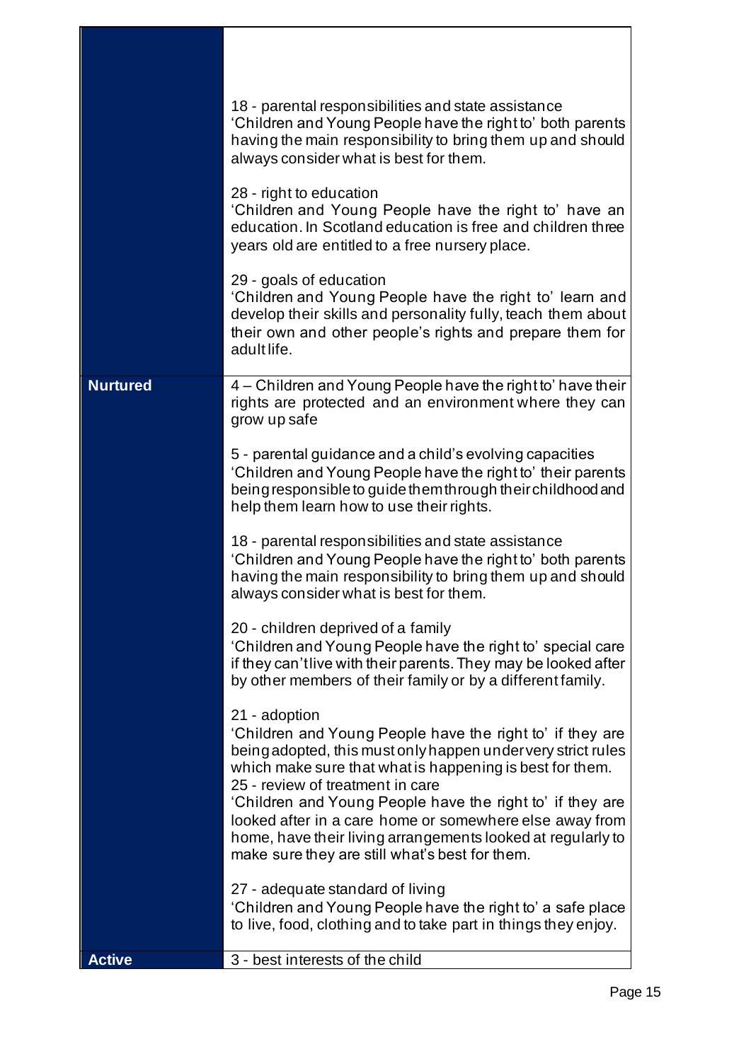| | |
|---|---|
| | 18 - parental responsibilities and state assistance<br>'Children and Young People have the right to' both parents having the main responsibility to bring them up and should always consider what is best for them.<br><br>28 - right to education<br>'Children and Young People have the right to' have an education. In Scotland education is free and children three years old are entitled to a free nursery place.<br><br>29 - goals of education<br>'Children and Young People have the right to' learn and develop their skills and personality fully, teach them about their own and other people's rights and prepare them for adult life. |
| **Nurtured** | 4 – Children and Young People have the right to' have their rights are protected and an environment where they can grow up safe<br><br>5 - parental guidance and a child's evolving capacities<br>'Children and Young People have the right to' their parents being responsible to guide them through their childhood and help them learn how to use their rights.<br><br>18 - parental responsibilities and state assistance<br>'Children and Young People have the right to' both parents having the main responsibility to bring them up and should always consider what is best for them.<br><br>20 - children deprived of a family<br>'Children and Young People have the right to' special care if they can't live with their parents. They may be looked after by other members of their family or by a different family.<br><br>21 - adoption<br>'Children and Young People have the right to' if they are being adopted, this must only happen under very strict rules which make sure that what is happening is best for them.<br>25 - review of treatment in care<br>'Children and Young People have the right to' if they are looked after in a care home or somewhere else away from home, have their living arrangements looked at regularly to make sure they are still what's best for them.<br><br>27 - adequate standard of living<br>'Children and Young People have the right to' a safe place to live, food, clothing and to take part in things they enjoy. |
| **Active** | 3 - best interests of the child |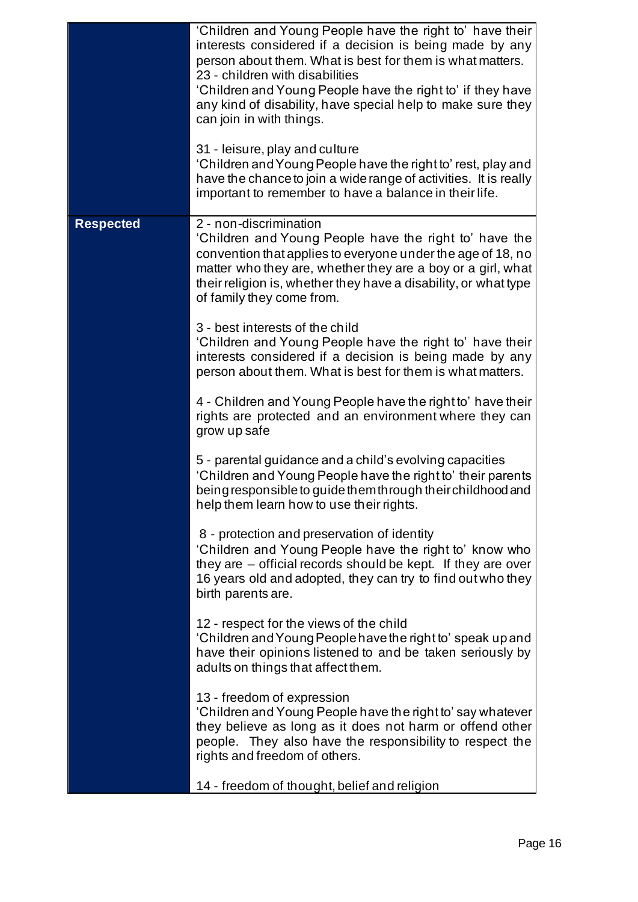| | |
|---|---|
| | 'Children and Young People have the right to' have their interests considered if a decision is being made by any person about them. What is best for them is what matters.<br>23 - children with disabilities<br>'Children and Young People have the right to' if they have any kind of disability, have special help to make sure they can join in with things.<br><br>31 - leisure, play and culture<br>'Children and Young People have the right to' rest, play and have the chance to join a wide range of activities. It is really important to remember to have a balance in their life. |
| **Respected** | 2 - non-discrimination<br>'Children and Young People have the right to' have the convention that applies to everyone under the age of 18, no matter who they are, whether they are a boy or a girl, what their religion is, whether they have a disability, or what type of family they come from.<br><br>3 - best interests of the child<br>'Children and Young People have the right to' have their interests considered if a decision is being made by any person about them. What is best for them is what matters.<br><br>4 - Children and Young People have the right to' have their rights are protected and an environment where they can grow up safe<br><br>5 - parental guidance and a child's evolving capacities<br>'Children and Young People have the right to' their parents being responsible to guide them through their childhood and help them learn how to use their rights.<br><br>8 - protection and preservation of identity<br>'Children and Young People have the right to' know who they are – official records should be kept. If they are over 16 years old and adopted, they can try to find out who they birth parents are.<br><br>12 - respect for the views of the child<br>'Children and Young People have the right to' speak up and have their opinions listened to and be taken seriously by adults on things that affect them.<br><br>13 - freedom of expression<br>'Children and Young People have the right to' say whatever they believe as long as it does not harm or offend other people. They also have the responsibility to respect the rights and freedom of others.<br><br>14 - freedom of thought, belief and religion |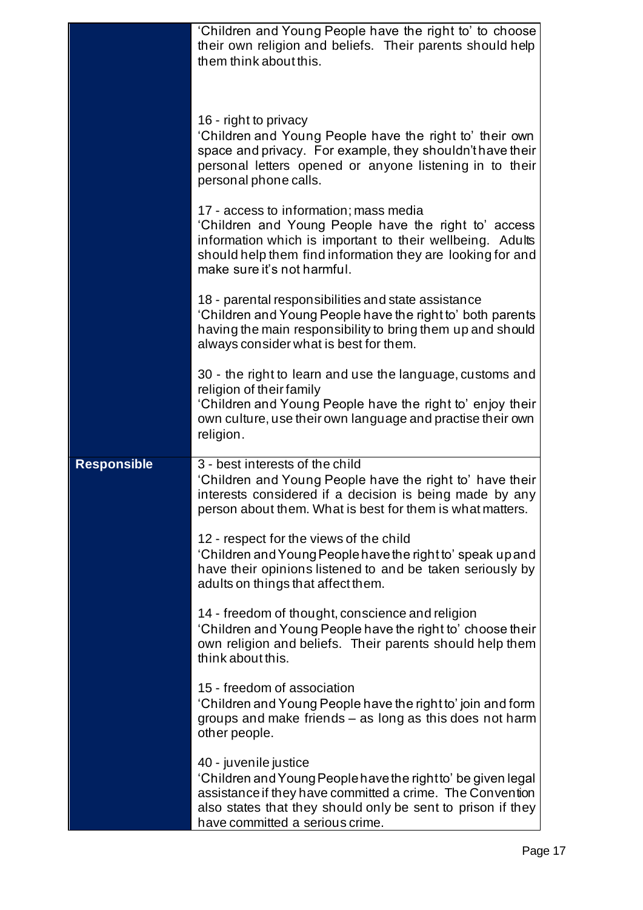| | |
|---|---|
| | 'Children and Young People have the right to' to choose their own religion and beliefs. Their parents should help them think about this.<br><br>16 - right to privacy<br>'Children and Young People have the right to' their own space and privacy. For example, they shouldn't have their personal letters opened or anyone listening in to their personal phone calls.<br><br>17 - access to information; mass media<br>'Children and Young People have the right to' access information which is important to their wellbeing. Adults should help them find information they are looking for and make sure it's not harmful.<br><br>18 - parental responsibilities and state assistance<br>'Children and Young People have the right to' both parents having the main responsibility to bring them up and should always consider what is best for them.<br><br>30 - the right to learn and use the language, customs and religion of their family<br>'Children and Young People have the right to' enjoy their own culture, use their own language and practise their own religion. |
| **Responsible** | 3 - best interests of the child<br>'Children and Young People have the right to' have their interests considered if a decision is being made by any person about them. What is best for them is what matters.<br><br>12 - respect for the views of the child<br>'Children and Young People have the right to' speak up and have their opinions listened to and be taken seriously by adults on things that affect them.<br><br>14 - freedom of thought, conscience and religion<br>'Children and Young People have the right to' choose their own religion and beliefs. Their parents should help them think about this.<br><br>15 - freedom of association<br>'Children and Young People have the right to' join and form groups and make friends – as long as this does not harm other people.<br><br>40 - juvenile justice<br>'Children and Young People have the right to' be given legal assistance if they have committed a crime. The Convention also states that they should only be sent to prison if they have committed a serious crime. |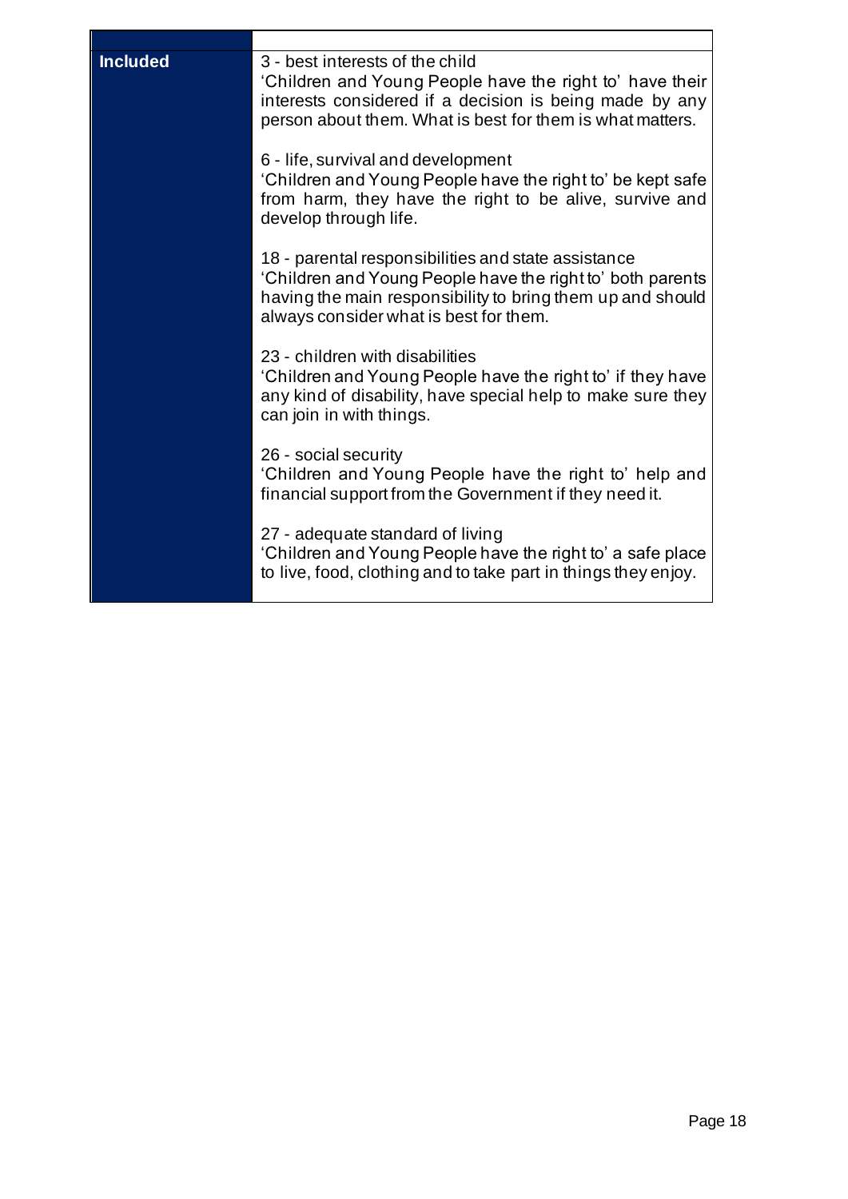| | |
|---|---|
| **Included** | 3 - best interests of the child<br>'Children and Young People have the right to' have their interests considered if a decision is being made by any person about them. What is best for them is what matters.<br><br>6 - life, survival and development<br>'Children and Young People have the right to' be kept safe from harm, they have the right to be alive, survive and develop through life.<br><br>18 - parental responsibilities and state assistance<br>'Children and Young People have the right to' both parents having the main responsibility to bring them up and should always consider what is best for them.<br><br>23 - children with disabilities<br>'Children and Young People have the right to' if they have any kind of disability, have special help to make sure they can join in with things.<br><br>26 - social security<br>'Children and Young People have the right to' help and financial support from the Government if they need it.<br><br>27 - adequate standard of living<br>'Children and Young People have the right to' a safe place to live, food, clothing and to take part in things they enjoy. |